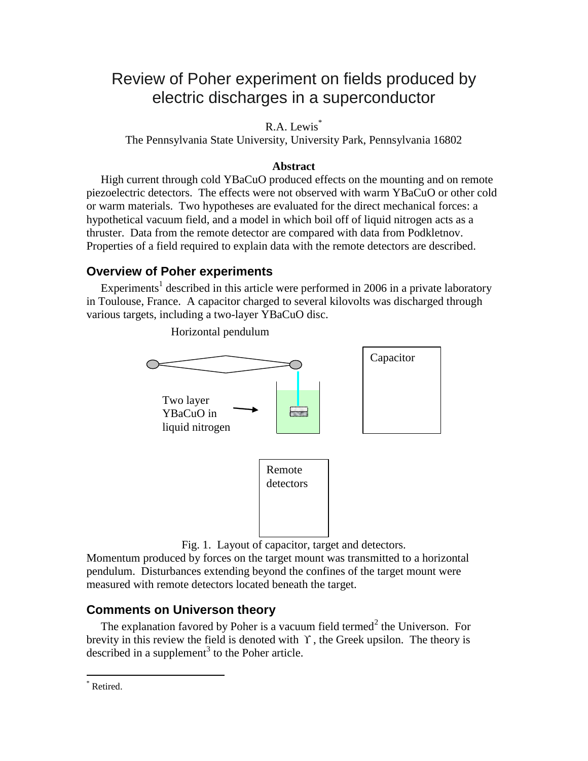# Review of Poher experiment on fields produced by electric discharges in a superconductor

R.A. Lewis*

The Pennsylvania State University, University Park, Pennsylvania 16802

**Abstract**

High current through cold YBaCuO produced effects on the mounting and on remote piezoelectric detectors. The effects were not observed with warm YBaCuO or other cold or warm materials. Two hypotheses are evaluated for the direct mechanical forces: a hypothetical vacuum field, and a model in which boil off of liquid nitrogen acts as a thruster. Data from the remote detector are compared with data from Podkletnov. Properties of a field required to explain data with the remote detectors are described.

## Overview of Poher experiments

Experiments[1] described in this article were performed in 2006 in a private laboratory in Toulouse, France. A capacitor charged to several kilovolts was discharged through various targets, including a two-layer YBaCuO disc.

Horizontal pendulum

Two layer YBaCuO in liquid nitrogen

Capacitor

Remote detectors

Fig. 1. Layout of capacitor, target and detectors.

Momentum produced by forces on the target mount was transmitted to a horizontal pendulum. Disturbances extending beyond the confines of the target mount were measured with remote detectors located beneath the target.

## Comments on Universon theory

The explanation favored by Poher is a vacuum field termed[2] the Universon. For brevity in this review the field is denoted with $\Upsilon$, the Greek upsilon. The theory is described in a supplement[3] to the Poher article.

* Retired.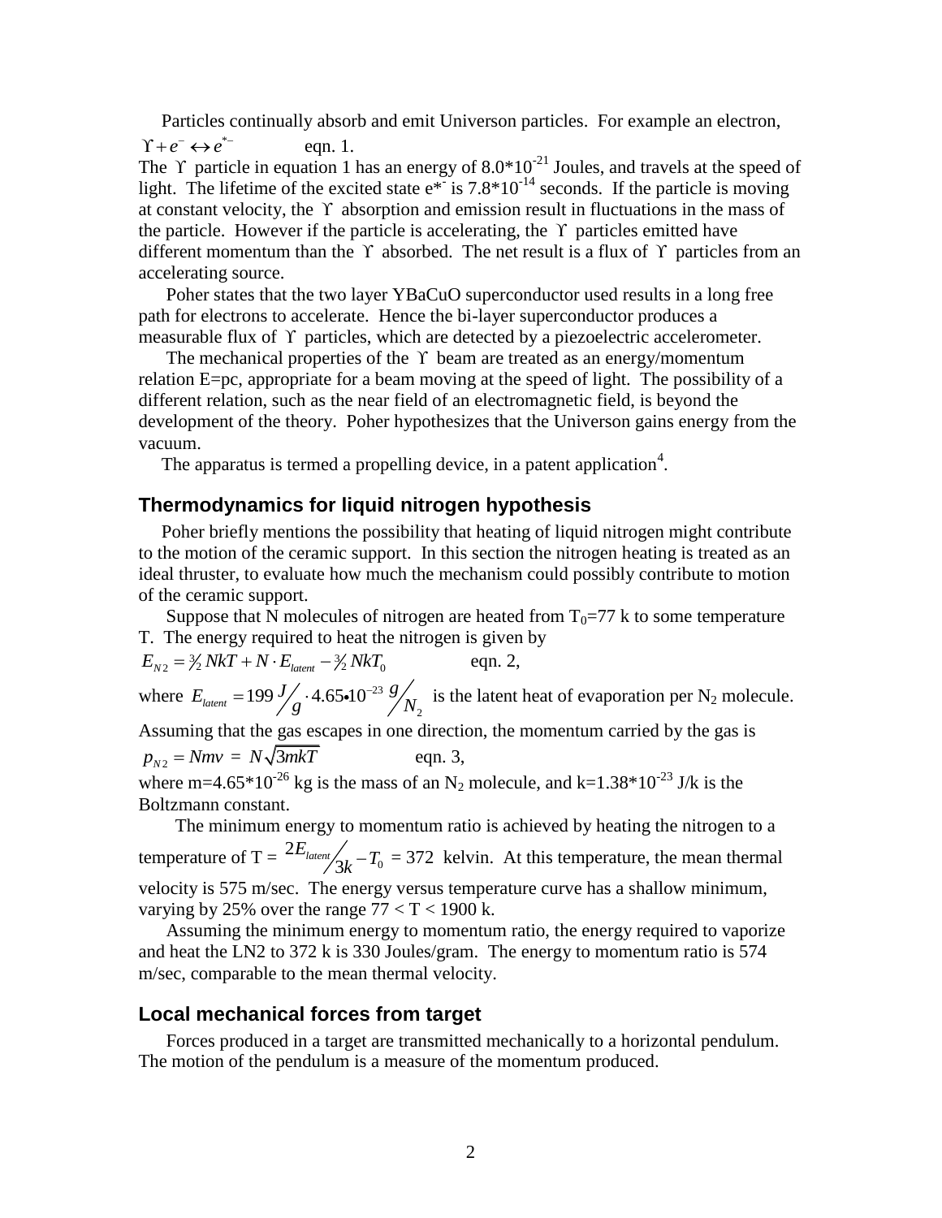Particles continually absorb and emit Universon particles. For example an electron,

$\Upsilon + e^{-} \leftrightarrow e^{*-}$ eqn. 1.

The $\Upsilon$ particle in equation 1 has an energy of $8.0*10^{-21}$ Joules, and travels at the speed of light. The lifetime of the excited state $e^{*-}$ is $7.8*10^{-14}$ seconds. If the particle is moving at constant velocity, the $\Upsilon$ absorption and emission result in fluctuations in the mass of the particle. However if the particle is accelerating, the $\Upsilon$ particles emitted have different momentum than the $\Upsilon$ absorbed. The net result is a flux of $\Upsilon$ particles from an accelerating source.

Poher states that the two layer YBaCuO superconductor used results in a long free path for electrons to accelerate. Hence the bi-layer superconductor produces a measurable flux of $\Upsilon$ particles, which are detected by a piezoelectric accelerometer.

The mechanical properties of the $\Upsilon$ beam are treated as an energy/momentum relation E=pc, appropriate for a beam moving at the speed of light. The possibility of a different relation, such as the near field of an electromagnetic field, is beyond the development of the theory. Poher hypothesizes that the Universon gains energy from the vacuum.

The apparatus is termed a propelling device, in a patent application[4].

## Thermodynamics for liquid nitrogen hypothesis

Poher briefly mentions the possibility that heating of liquid nitrogen might contribute to the motion of the ceramic support. In this section the nitrogen heating is treated as an ideal thruster, to evaluate how much the mechanism could possibly contribute to motion of the ceramic support.

Suppose that N molecules of nitrogen are heated from $T_0$=77 k to some temperature T. The energy required to heat the nitrogen is given by

$E_{N2} = \frac{3}{2} NkT + N \cdot E_{latent} - \frac{3}{2} NkT_0$ eqn. 2,

where $E_{latent} = 199 \frac{J}{g} \cdot 4.65 \cdot 10^{-23} \frac{g}{N_2}$ is the latent heat of evaporation per $N_2$ molecule.

Assuming that the gas escapes in one direction, the momentum carried by the gas is

$p_{N2} = Nmv = N\sqrt{3mkT}$ eqn. 3,

where m=$4.65*10^{-26}$ kg is the mass of an $N_2$ molecule, and k=$1.38*10^{-23}$ J/k is the Boltzmann constant.

The minimum energy to momentum ratio is achieved by heating the nitrogen to a temperature of T = $\frac{2E_{latent}}{3k} - T_0$ = 372 kelvin. At this temperature, the mean thermal velocity is 575 m/sec. The energy versus temperature curve has a shallow minimum, varying by 25% over the range 77 < T < 1900 k.

Assuming the minimum energy to momentum ratio, the energy required to vaporize and heat the LN2 to 372 k is 330 Joules/gram. The energy to momentum ratio is 574 m/sec, comparable to the mean thermal velocity.

## Local mechanical forces from target

Forces produced in a target are transmitted mechanically to a horizontal pendulum. The motion of the pendulum is a measure of the momentum produced.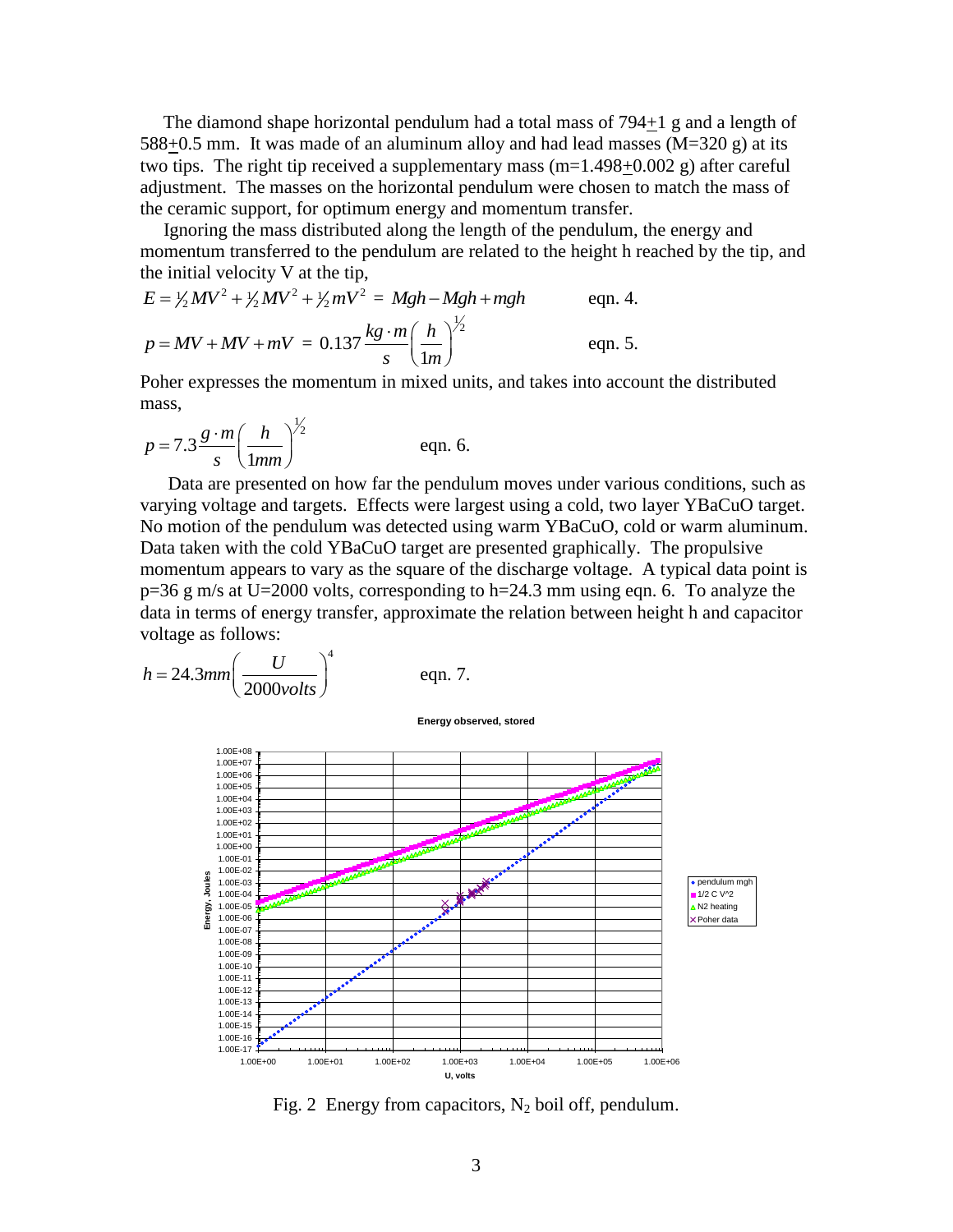The diamond shape horizontal pendulum had a total mass of 794$\pm$1 g and a length of 588$\pm$0.5 mm. It was made of an aluminum alloy and had lead masses (M=320 g) at its two tips. The right tip received a supplementary mass (m=1.498$\pm$0.002 g) after careful adjustment. The masses on the horizontal pendulum were chosen to match the mass of the ceramic support, for optimum energy and momentum transfer.

Ignoring the mass distributed along the length of the pendulum, the energy and momentum transferred to the pendulum are related to the height h reached by the tip, and the initial velocity V at the tip,

$$E = \tfrac{1}{2}MV^2 + \tfrac{1}{2}MV^2 + \tfrac{1}{2}mV^2 = Mgh - Mgh + mgh \qquad \text{eqn. 4.}$$

$$p = MV + MV + mV = 0.137\frac{kg \cdot m}{s}\left(\frac{h}{1m}\right)^{1/2} \qquad \text{eqn. 5.}$$

Poher expresses the momentum in mixed units, and takes into account the distributed mass,

$$p = 7.3\frac{g \cdot m}{s}\left(\frac{h}{1mm}\right)^{1/2} \qquad \text{eqn. 6.}$$

Data are presented on how far the pendulum moves under various conditions, such as varying voltage and targets. Effects were largest using a cold, two layer YBaCuO target. No motion of the pendulum was detected using warm YBaCuO, cold or warm aluminum. Data taken with the cold YBaCuO target are presented graphically. The propulsive momentum appears to vary as the square of the discharge voltage. A typical data point is p=36 g m/s at U=2000 volts, corresponding to h=24.3 mm using eqn. 6. To analyze the data in terms of energy transfer, approximate the relation between height h and capacitor voltage as follows:

$$h = 24.3mm\left(\frac{U}{2000volts}\right)^4 \qquad \text{eqn. 7.}$$

Fig. 2 Energy from capacitors, $N_2$ boil off, pendulum.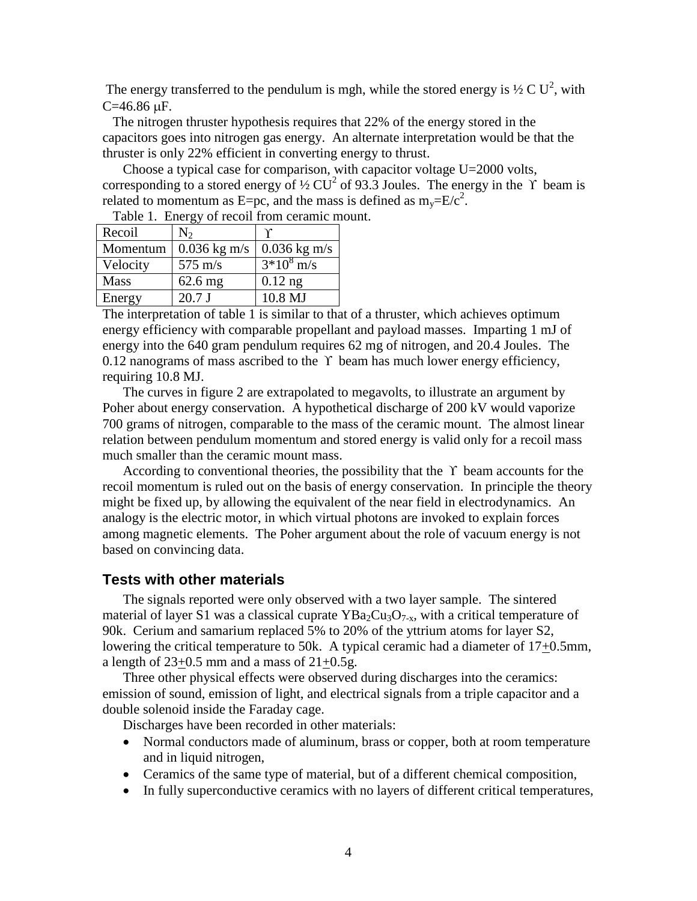The energy transferred to the pendulum is mgh, while the stored energy is ½ C $U^2$, with C=46.86 μF.

The nitrogen thruster hypothesis requires that 22% of the energy stored in the capacitors goes into nitrogen gas energy. An alternate interpretation would be that the thruster is only 22% efficient in converting energy to thrust.

Choose a typical case for comparison, with capacitor voltage U=2000 volts, corresponding to a stored energy of ½ $CU^2$ of 93.3 Joules. The energy in the ϒ beam is related to momentum as E=pc, and the mass is defined as $m_y=E/c^2$.

Table 1. Energy of recoil from ceramic mount.

| Recoil | $N_2$ | ϒ |
|---|---|---|
| Momentum | 0.036 kg m/s | 0.036 kg m/s |
| Velocity | 575 m/s | $3*10^8$ m/s |
| Mass | 62.6 mg | 0.12 ng |
| Energy | 20.7 J | 10.8 MJ |

The interpretation of table 1 is similar to that of a thruster, which achieves optimum energy efficiency with comparable propellant and payload masses. Imparting 1 mJ of energy into the 640 gram pendulum requires 62 mg of nitrogen, and 20.4 Joules. The 0.12 nanograms of mass ascribed to the ϒ beam has much lower energy efficiency, requiring 10.8 MJ.

The curves in figure 2 are extrapolated to megavolts, to illustrate an argument by Poher about energy conservation. A hypothetical discharge of 200 kV would vaporize 700 grams of nitrogen, comparable to the mass of the ceramic mount. The almost linear relation between pendulum momentum and stored energy is valid only for a recoil mass much smaller than the ceramic mount mass.

According to conventional theories, the possibility that the ϒ beam accounts for the recoil momentum is ruled out on the basis of energy conservation. In principle the theory might be fixed up, by allowing the equivalent of the near field in electrodynamics. An analogy is the electric motor, in which virtual photons are invoked to explain forces among magnetic elements. The Poher argument about the role of vacuum energy is not based on convincing data.

## Tests with other materials

The signals reported were only observed with a two layer sample. The sintered material of layer S1 was a classical cuprate $YBa_2Cu_3O_{7-x}$, with a critical temperature of 90k. Cerium and samarium replaced 5% to 20% of the yttrium atoms for layer S2, lowering the critical temperature to 50k. A typical ceramic had a diameter of 17±0.5mm, a length of 23±0.5 mm and a mass of 21±0.5g.

Three other physical effects were observed during discharges into the ceramics: emission of sound, emission of light, and electrical signals from a triple capacitor and a double solenoid inside the Faraday cage.

Discharges have been recorded in other materials:

- Normal conductors made of aluminum, brass or copper, both at room temperature and in liquid nitrogen,
- Ceramics of the same type of material, but of a different chemical composition,
- In fully superconductive ceramics with no layers of different critical temperatures,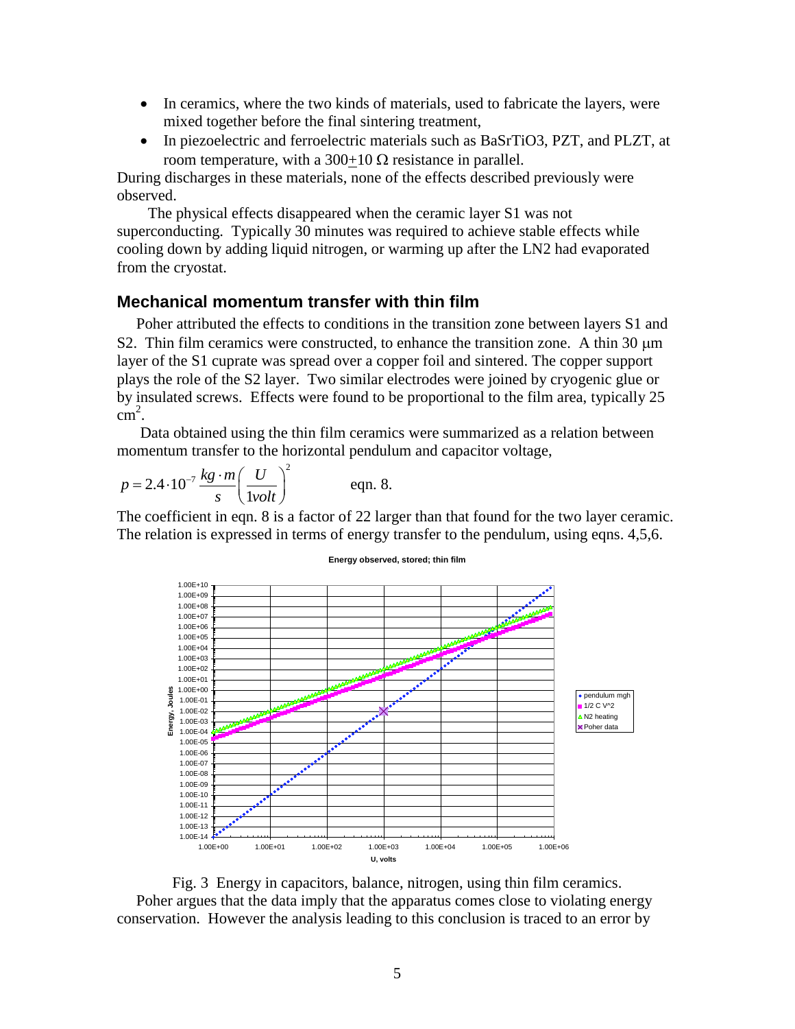- In ceramics, where the two kinds of materials, used to fabricate the layers, were mixed together before the final sintering treatment,
- In piezoelectric and ferroelectric materials such as $BaSrTiO_3$, PZT, and PLZT, at room temperature, with a $300 \pm 10\ \Omega$ resistance in parallel.

During discharges in these materials, none of the effects described previously were observed.

The physical effects disappeared when the ceramic layer S1 was not superconducting. Typically 30 minutes was required to achieve stable effects while cooling down by adding liquid nitrogen, or warming up after the LN2 had evaporated from the cryostat.

## Mechanical momentum transfer with thin film

Poher attributed the effects to conditions in the transition zone between layers S1 and S2. Thin film ceramics were constructed, to enhance the transition zone. A thin 30 μm layer of the S1 cuprate was spread over a copper foil and sintered. The copper support plays the role of the S2 layer. Two similar electrodes were joined by cryogenic glue or by insulated screws. Effects were found to be proportional to the film area, typically 25 $cm^2$.

Data obtained using the thin film ceramics were summarized as a relation between momentum transfer to the horizontal pendulum and capacitor voltage,

$$p = 2.4 \cdot 10^{-7} \frac{kg \cdot m}{s} \left( \frac{U}{1volt} \right)^2 \qquad \text{eqn. 8.}$$

The coefficient in eqn. 8 is a factor of 22 larger than that found for the two layer ceramic. The relation is expressed in terms of energy transfer to the pendulum, using eqns. 4,5,6.

Fig. 3 Energy in capacitors, balance, nitrogen, using thin film ceramics.

Poher argues that the data imply that the apparatus comes close to violating energy conservation. However the analysis leading to this conclusion is traced to an error by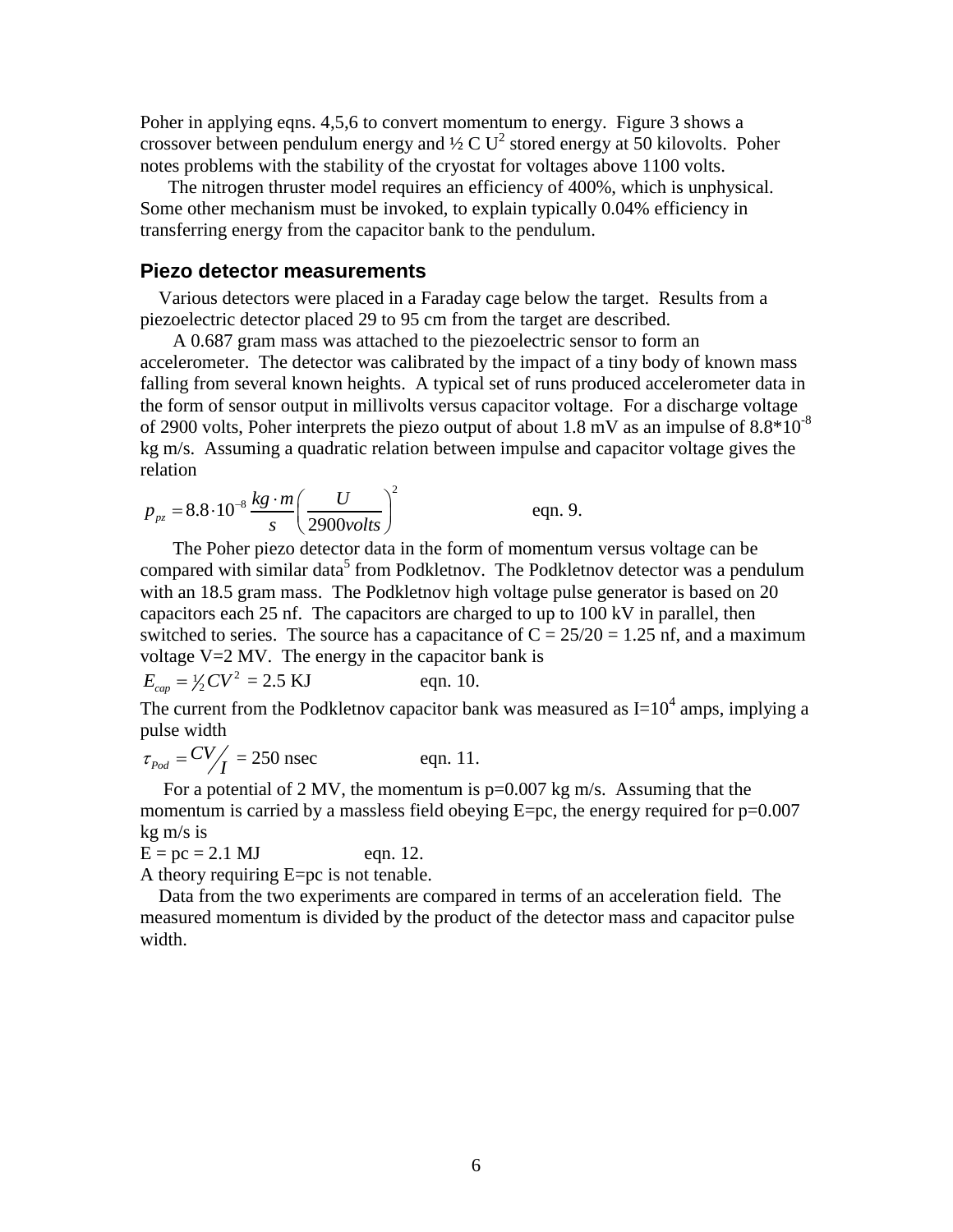Poher in applying eqns. 4,5,6 to convert momentum to energy. Figure 3 shows a crossover between pendulum energy and $\frac{1}{2} C U^2$ stored energy at 50 kilovolts. Poher notes problems with the stability of the cryostat for voltages above 1100 volts.

The nitrogen thruster model requires an efficiency of 400%, which is unphysical. Some other mechanism must be invoked, to explain typically 0.04% efficiency in transferring energy from the capacitor bank to the pendulum.

## Piezo detector measurements

Various detectors were placed in a Faraday cage below the target. Results from a piezoelectric detector placed 29 to 95 cm from the target are described.

A 0.687 gram mass was attached to the piezoelectric sensor to form an accelerometer. The detector was calibrated by the impact of a tiny body of known mass falling from several known heights. A typical set of runs produced accelerometer data in the form of sensor output in millivolts versus capacitor voltage. For a discharge voltage of 2900 volts, Poher interprets the piezo output of about 1.8 mV as an impulse of $8.8 \cdot 10^{-8}$ kg m/s. Assuming a quadratic relation between impulse and capacitor voltage gives the relation

$$p_{pz} = 8.8 \cdot 10^{-8} \frac{kg \cdot m}{s} \left( \frac{U}{2900 volts} \right)^2 \qquad \text{eqn. 9.}$$

The Poher piezo detector data in the form of momentum versus voltage can be compared with similar data[5] from Podkletnov. The Podkletnov detector was a pendulum with an 18.5 gram mass. The Podkletnov high voltage pulse generator is based on 20 capacitors each 25 nf. The capacitors are charged to up to 100 kV in parallel, then switched to series. The source has a capacitance of C = 25/20 = 1.25 nf, and a maximum voltage V=2 MV. The energy in the capacitor bank is

$$E_{cap} = \tfrac{1}{2} C V^2 = 2.5 \text{ KJ} \qquad \text{eqn. 10.}$$

The current from the Podkletnov capacitor bank was measured as $I=10^4$ amps, implying a pulse width

$$\tau_{Pod} = CV/I = 250 \text{ nsec} \qquad \text{eqn. 11.}$$

For a potential of 2 MV, the momentum is p=0.007 kg m/s. Assuming that the momentum is carried by a massless field obeying E=pc, the energy required for p=0.007 kg m/s is

$$E = pc = 2.1 \text{ MJ} \qquad \text{eqn. 12.}$$

A theory requiring E=pc is not tenable.

Data from the two experiments are compared in terms of an acceleration field. The measured momentum is divided by the product of the detector mass and capacitor pulse width.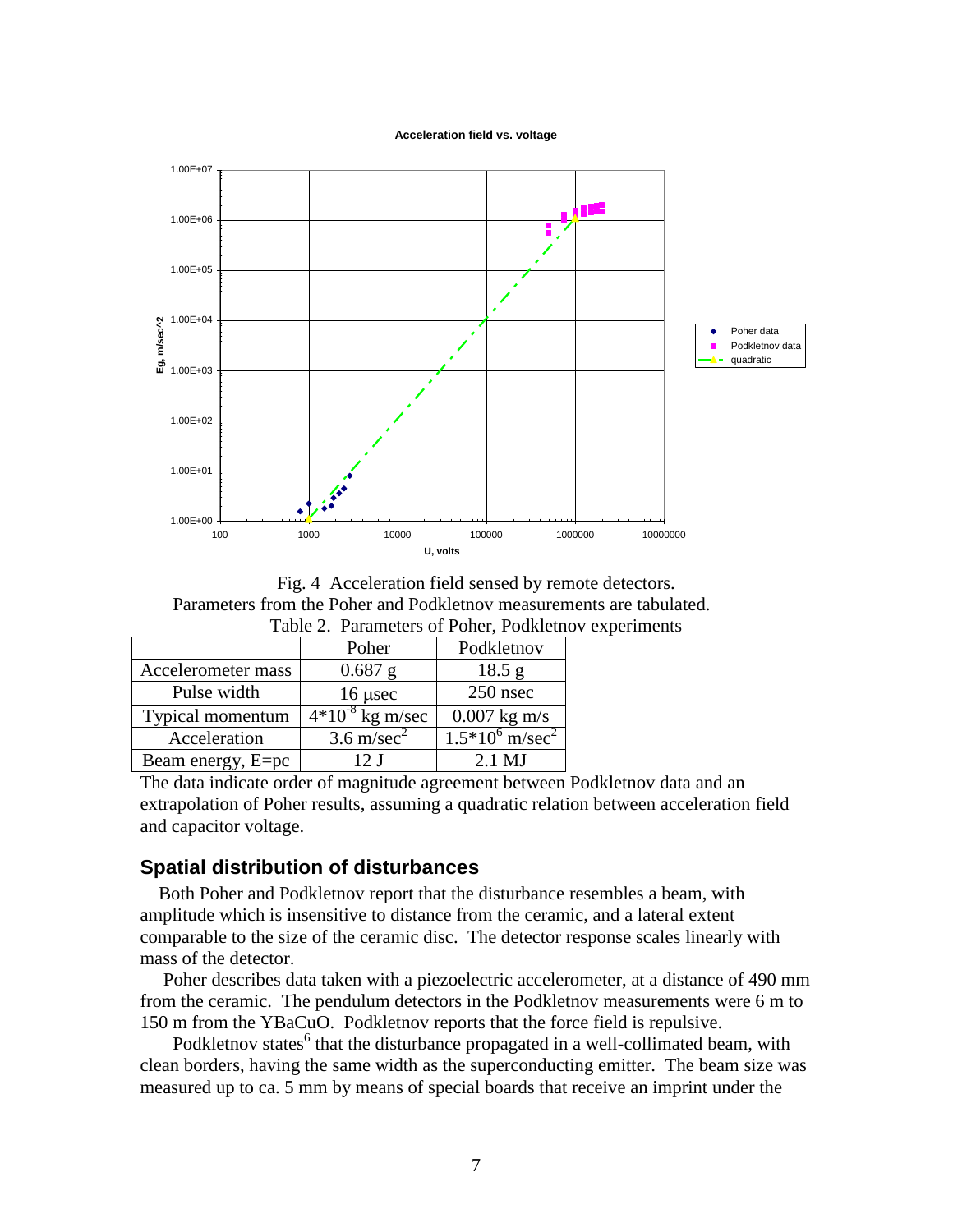Fig. 4 Acceleration field sensed by remote detectors.

Parameters from the Poher and Podkletnov measurements are tabulated.

Table 2. Parameters of Poher, Podkletnov experiments

| | Poher | Podkletnov |
|---|---|---|
| Accelerometer mass | 0.687 g | 18.5 g |
| Pulse width | 16 μsec | 250 nsec |
| Typical momentum | $4*10^{-8}$ kg m/sec | 0.007 kg m/s |
| Acceleration | 3.6 m/sec$^2$ | $1.5*10^6$ m/sec$^2$ |
| Beam energy, E=pc | 12 J | 2.1 MJ |

The data indicate order of magnitude agreement between Podkletnov data and an extrapolation of Poher results, assuming a quadratic relation between acceleration field and capacitor voltage.

## Spatial distribution of disturbances

Both Poher and Podkletnov report that the disturbance resembles a beam, with amplitude which is insensitive to distance from the ceramic, and a lateral extent comparable to the size of the ceramic disc. The detector response scales linearly with mass of the detector.

Poher describes data taken with a piezoelectric accelerometer, at a distance of 490 mm from the ceramic. The pendulum detectors in the Podkletnov measurements were 6 m to 150 m from the YBaCuO. Podkletnov reports that the force field is repulsive.

Podkletnov states[6] that the disturbance propagated in a well-collimated beam, with clean borders, having the same width as the superconducting emitter. The beam size was measured up to ca. 5 mm by means of special boards that receive an imprint under the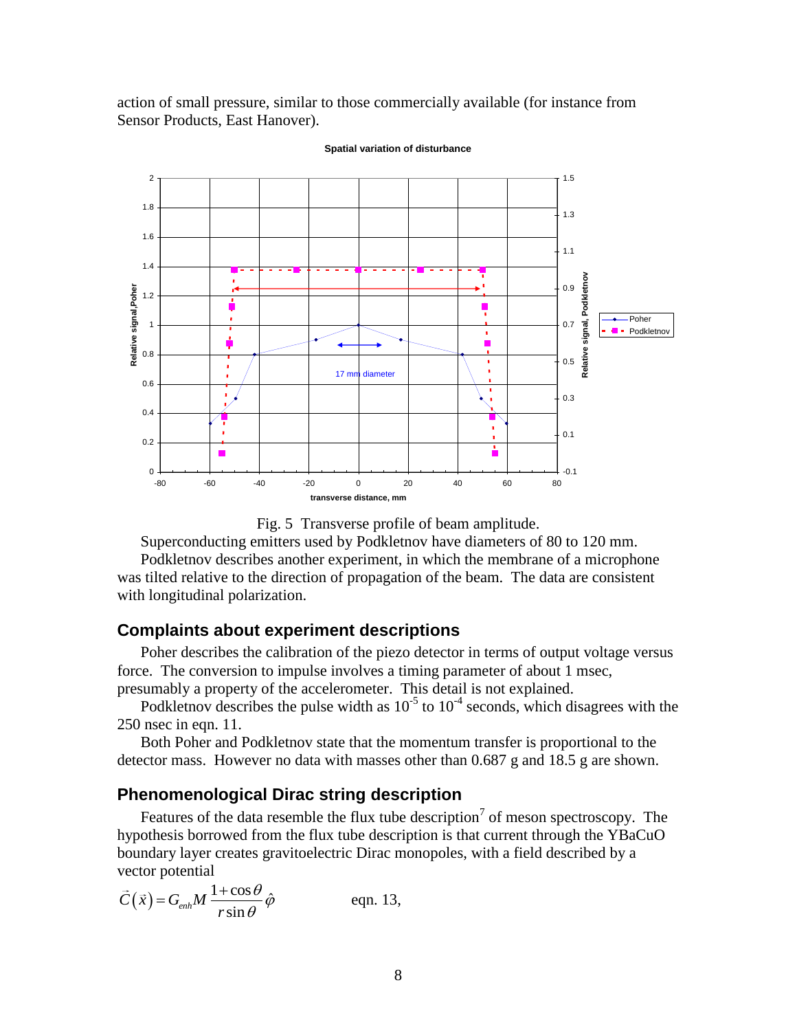action of small pressure, similar to those commercially available (for instance from Sensor Products, East Hanover).

Fig. 5 Transverse profile of beam amplitude.

Superconducting emitters used by Podkletnov have diameters of 80 to 120 mm.

Podkletnov describes another experiment, in which the membrane of a microphone was tilted relative to the direction of propagation of the beam. The data are consistent with longitudinal polarization.

## Complaints about experiment descriptions

Poher describes the calibration of the piezo detector in terms of output voltage versus force. The conversion to impulse involves a timing parameter of about 1 msec, presumably a property of the accelerometer. This detail is not explained.

Podkletnov describes the pulse width as $10^{-5}$ to $10^{-4}$ seconds, which disagrees with the 250 nsec in eqn. 11.

Both Poher and Podkletnov state that the momentum transfer is proportional to the detector mass. However no data with masses other than 0.687 g and 18.5 g are shown.

## Phenomenological Dirac string description

Features of the data resemble the flux tube description[7] of meson spectroscopy. The hypothesis borrowed from the flux tube description is that current through the YBaCuO boundary layer creates gravitoelectric Dirac monopoles, with a field described by a vector potential

$$\vec{C}(\vec{x}) = G_{enh} M \frac{1+\cos\theta}{r\sin\theta}\hat{\varphi} \qquad \text{eqn. 13,}$$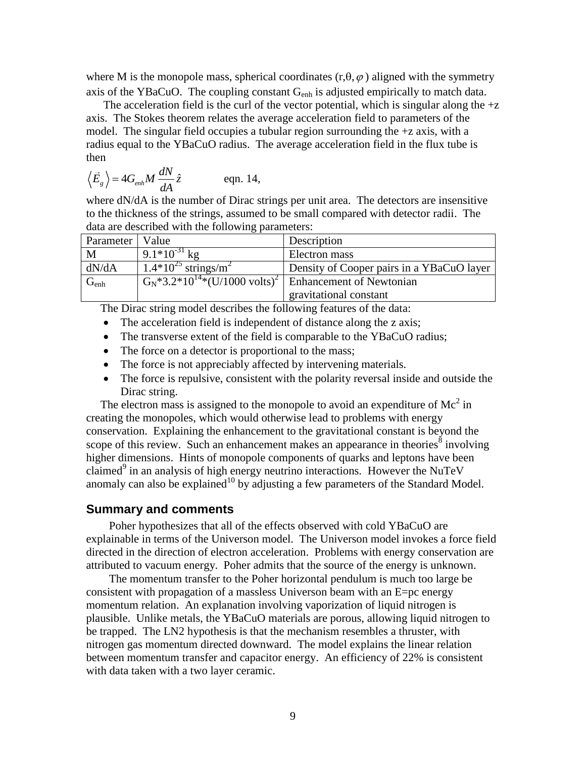where M is the monopole mass, spherical coordinates $(r, \theta, \varphi)$ aligned with the symmetry axis of the YBaCuO. The coupling constant $G_{enh}$ is adjusted empirically to match data.

The acceleration field is the curl of the vector potential, which is singular along the +z axis. The Stokes theorem relates the average acceleration field to parameters of the model. The singular field occupies a tubular region surrounding the +z axis, with a radius equal to the YBaCuO radius. The average acceleration field in the flux tube is then

$$\left\langle \vec{E}_g \right\rangle = 4G_{enh} M \frac{dN}{dA} \hat{z} \qquad \text{eqn. 14,}$$

where dN/dA is the number of Dirac strings per unit area. The detectors are insensitive to the thickness of the strings, assumed to be small compared with detector radii. The data are described with the following parameters:

| Parameter | Value | Description |
|---|---|---|
| M | $9.1*10^{-31}$ kg | Electron mass |
| dN/dA | $1.4*10^{25}$ strings/m$^2$ | Density of Cooper pairs in a YBaCuO layer |
| $G_{enh}$ | $G_N*3.2*10^{14}*(U/1000 \text{ volts})^2$ | Enhancement of Newtonian gravitational constant |

The Dirac string model describes the following features of the data:

- The acceleration field is independent of distance along the z axis;
- The transverse extent of the field is comparable to the YBaCuO radius;
- The force on a detector is proportional to the mass;
- The force is not appreciably affected by intervening materials.
- The force is repulsive, consistent with the polarity reversal inside and outside the Dirac string.

The electron mass is assigned to the monopole to avoid an expenditure of $Mc^2$ in creating the monopoles, which would otherwise lead to problems with energy conservation. Explaining the enhancement to the gravitational constant is beyond the scope of this review. Such an enhancement makes an appearance in theories[8] involving higher dimensions. Hints of monopole components of quarks and leptons have been claimed[9] in an analysis of high energy neutrino interactions. However the NuTeV anomaly can also be explained[10] by adjusting a few parameters of the Standard Model.

## Summary and comments

Poher hypothesizes that all of the effects observed with cold YBaCuO are explainable in terms of the Universon model. The Universon model invokes a force field directed in the direction of electron acceleration. Problems with energy conservation are attributed to vacuum energy. Poher admits that the source of the energy is unknown.

The momentum transfer to the Poher horizontal pendulum is much too large be consistent with propagation of a massless Universon beam with an E=pc energy momentum relation. An explanation involving vaporization of liquid nitrogen is plausible. Unlike metals, the YBaCuO materials are porous, allowing liquid nitrogen to be trapped. The LN2 hypothesis is that the mechanism resembles a thruster, with nitrogen gas momentum directed downward. The model explains the linear relation between momentum transfer and capacitor energy. An efficiency of 22% is consistent with data taken with a two layer ceramic.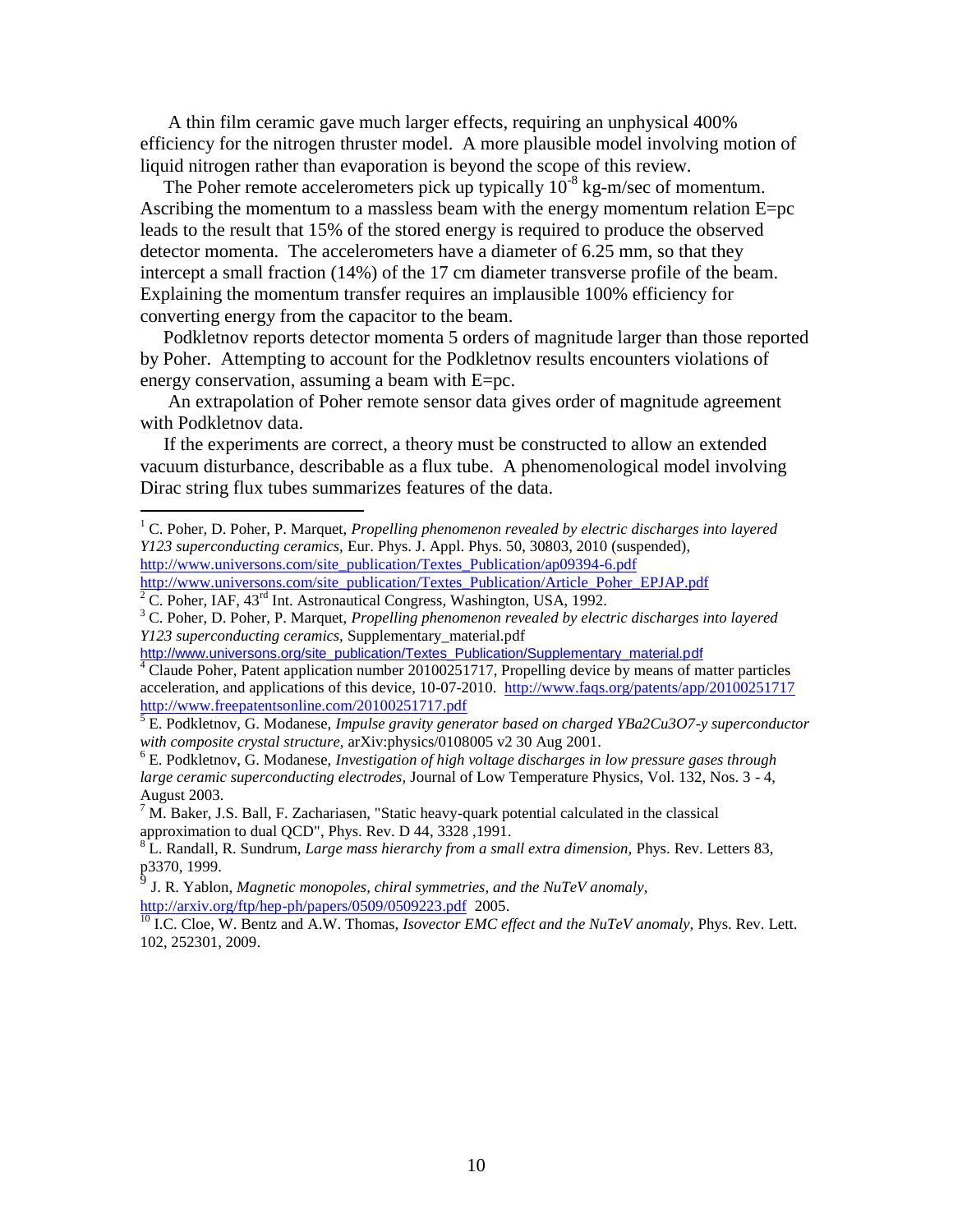A thin film ceramic gave much larger effects, requiring an unphysical 400% efficiency for the nitrogen thruster model. A more plausible model involving motion of liquid nitrogen rather than evaporation is beyond the scope of this review.

The Poher remote accelerometers pick up typically $10^{-8}$ kg-m/sec of momentum. Ascribing the momentum to a massless beam with the energy momentum relation E=pc leads to the result that 15% of the stored energy is required to produce the observed detector momenta. The accelerometers have a diameter of 6.25 mm, so that they intercept a small fraction (14%) of the 17 cm diameter transverse profile of the beam. Explaining the momentum transfer requires an implausible 100% efficiency for converting energy from the capacitor to the beam.

Podkletnov reports detector momenta 5 orders of magnitude larger than those reported by Poher. Attempting to account for the Podkletnov results encounters violations of energy conservation, assuming a beam with E=pc.

An extrapolation of Poher remote sensor data gives order of magnitude agreement with Podkletnov data.

If the experiments are correct, a theory must be constructed to allow an extended vacuum disturbance, describable as a flux tube. A phenomenological model involving Dirac string flux tubes summarizes features of the data.

---

[1] C. Poher, D. Poher, P. Marquet, *Propelling phenomenon revealed by electric discharges into layered Y123 superconducting ceramics,* Eur. Phys. J. Appl. Phys. 50, 30803, 2010 (suspended), http://www.universons.com/site_publication/Textes_Publication/ap09394-6.pdf http://www.universons.com/site_publication/Textes_Publication/Article_Poher_EPJAP.pdf

[2] C. Poher, IAF, 43rd Int. Astronautical Congress, Washington, USA, 1992.

[3] C. Poher, D. Poher, P. Marquet, *Propelling phenomenon revealed by electric discharges into layered Y123 superconducting ceramics,* Supplementary_material.pdf http://www.universons.org/site_publication/Textes_Publication/Supplementary_material.pdf

[4] Claude Poher, Patent application number 20100251717, Propelling device by means of matter particles acceleration, and applications of this device, 10-07-2010. http://www.faqs.org/patents/app/20100251717 http://www.freepatentsonline.com/20100251717.pdf

[5] E. Podkletnov, G. Modanese, *Impulse gravity generator based on charged YBa2Cu3O7-y superconductor with composite crystal structure,* arXiv:physics/0108005 v2 30 Aug 2001.

[6] E. Podkletnov, G. Modanese, *Investigation of high voltage discharges in low pressure gases through large ceramic superconducting electrodes,* Journal of Low Temperature Physics, Vol. 132, Nos. 3 - 4, August 2003.

[7] M. Baker, J.S. Ball, F. Zachariasen, "Static heavy-quark potential calculated in the classical approximation to dual QCD", Phys. Rev. D 44, 3328 ,1991.

[8] L. Randall, R. Sundrum, *Large mass hierarchy from a small extra dimension,* Phys. Rev. Letters 83, p3370, 1999.

[9] J. R. Yablon, *Magnetic monopoles, chiral symmetries, and the NuTeV anomaly,* http://arxiv.org/ftp/hep-ph/papers/0509/0509223.pdf 2005.

[10] I.C. Cloe, W. Bentz and A.W. Thomas, *Isovector EMC effect and the NuTeV anomaly,* Phys. Rev. Lett. 102, 252301, 2009.